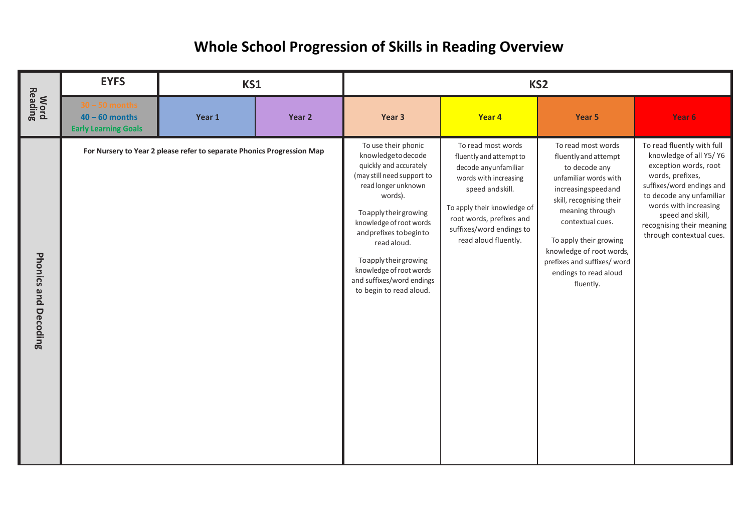# Whole School Progression of Skills in Reading Overview

| Word Reading | EYFS | KS1 | | KS2 | | | |
|---|---|---|---|---|---|---|---|
| | 30 – 50 months<br>40 – 60 months<br>Early Learning Goals | Year 1 | Year 2 | Year 3 | Year 4 | Year 5 | Year 6 |
| Phonics and Decoding | For Nursery to Year 2 please refer to separate Phonics Progression Map | | | To use their phonic knowledge to decode quickly and accurately (may still need support to read longer unknown words).<br><br>To apply their growing knowledge of root words and prefixes to begin to read aloud.<br><br>To apply their growing knowledge of root words and suffixes/word endings to begin to read aloud. | To read most words fluently and attempt to decode any unfamiliar words with increasing speed and skill.<br><br>To apply their knowledge of root words, prefixes and suffixes/word endings to read aloud fluently. | To read most words fluently and attempt to decode any unfamiliar words with increasing speed and skill, recognising their meaning through contextual cues.<br><br>To apply their growing knowledge of root words, prefixes and suffixes/ word endings to read aloud fluently. | To read fluently with full knowledge of all Y5/ Y6 exception words, root words, prefixes, suffixes/word endings and to decode any unfamiliar words with increasing speed and skill, recognising their meaning through contextual cues. |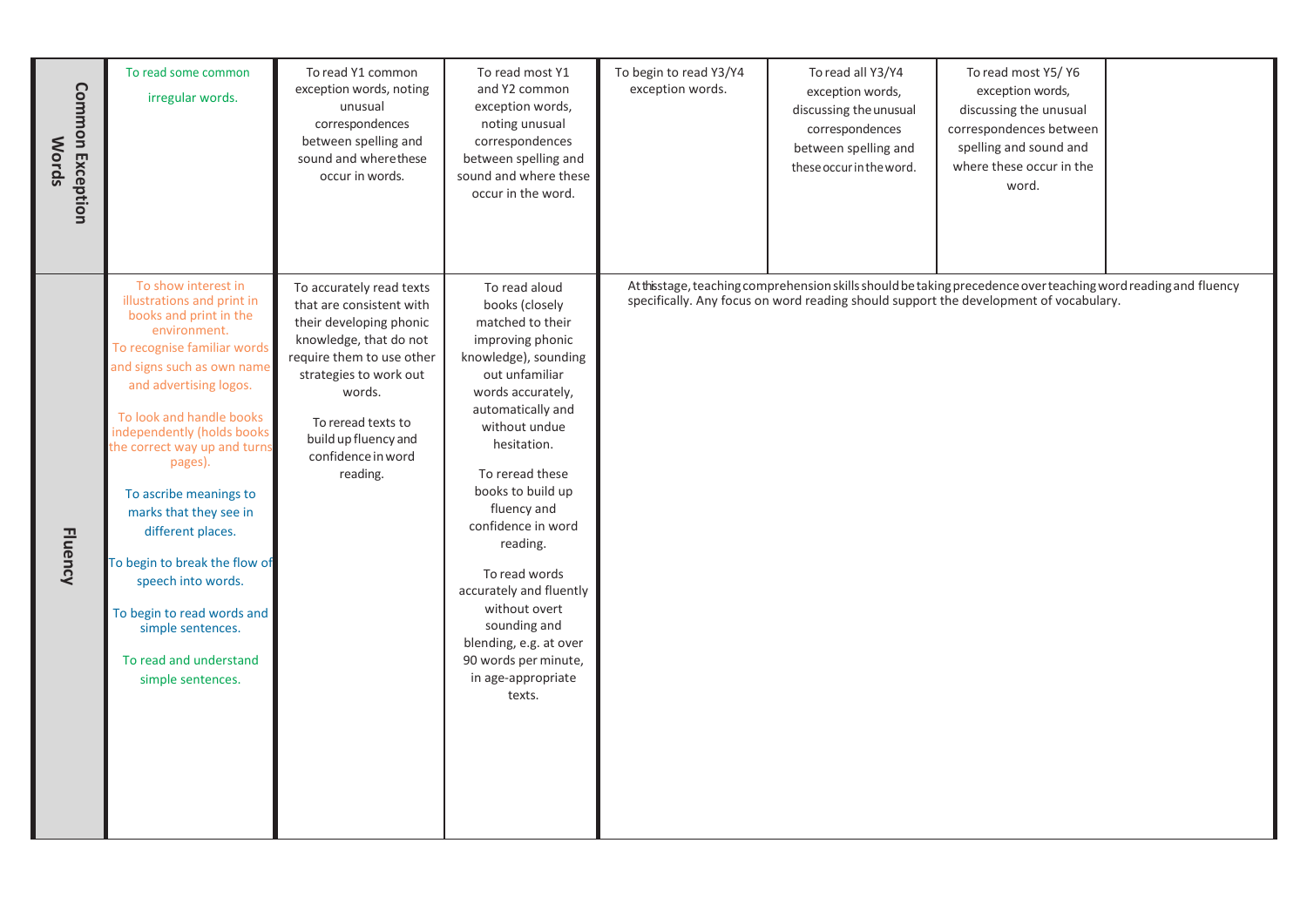| | | | | | | | |
|---|---|---|---|---|---|---|---|
| **Common Exception Words** | To read some common irregular words. | To read Y1 common exception words, noting unusual correspondences between spelling and sound and where these occur in words. | To read most Y1 and Y2 common exception words, noting unusual correspondences between spelling and sound and where these occur in the word. | To begin to read Y3/Y4 exception words. | To read all Y3/Y4 exception words, discussing the unusual correspondences between spelling and these occur in the word. | To read most Y5/ Y6 exception words, discussing the unusual correspondences between spelling and sound and where these occur in the word. | |
| **Fluency** | To show interest in illustrations and print in books and print in the environment.<br>To recognise familiar words and signs such as own name and advertising logos.<br><br>To look and handle books independently (holds books the correct way up and turns pages).<br><br>To ascribe meanings to marks that they see in different places.<br><br>To begin to break the flow of speech into words.<br><br>To begin to read words and simple sentences.<br><br>To read and understand simple sentences. | To accurately read texts that are consistent with their developing phonic knowledge, that do not require them to use other strategies to work out words.<br><br>To reread texts to build up fluency and confidence in word reading. | To read aloud books (closely matched to their improving phonic knowledge), sounding out unfamiliar words accurately, automatically and without undue hesitation.<br><br>To reread these books to build up fluency and confidence in word reading.<br><br>To read words accurately and fluently without overt sounding and blending, e.g. at over 90 words per minute, in age-appropriate texts. | At this stage, teaching comprehension skills should be taking precedence over teaching word reading and fluency specifically. Any focus on word reading should support the development of vocabulary. | | | |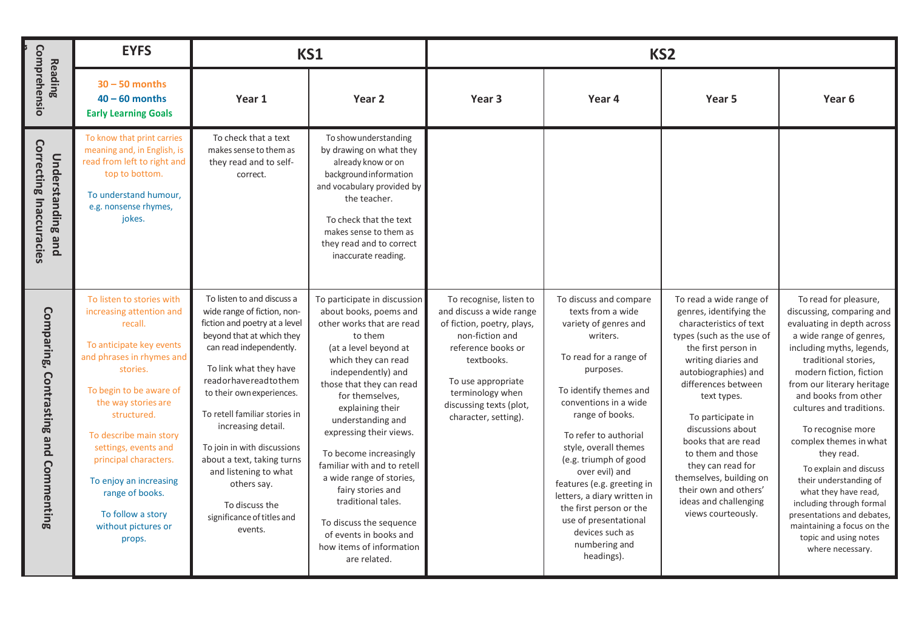| Reading Comprehension | EYFS | KS1 | | KS2 | | | |
|---|---|---|---|---|---|---|---|
| | 30 – 50 months<br>40 – 60 months<br>Early Learning Goals | Year 1 | Year 2 | Year 3 | Year 4 | Year 5 | Year 6 |
| Understanding and Correcting Inaccuracies | To know that print carries meaning and, in English, is read from left to right and top to bottom.<br><br>To understand humour, e.g. nonsense rhymes, jokes. | To check that a text makes sense to them as they read and to self-correct. | To show understanding by drawing on what they already know or on background information and vocabulary provided by the teacher.<br><br>To check that the text makes sense to them as they read and to correct inaccurate reading. | | | | |
| Comparing, Contrasting and Commenting | To listen to stories with increasing attention and recall.<br><br>To anticipate key events and phrases in rhymes and stories.<br><br>To begin to be aware of the way stories are structured.<br><br>To describe main story settings, events and principal characters.<br><br>To enjoy an increasing range of books.<br><br>To follow a story without pictures or props. | To listen to and discuss a wide range of fiction, non-fiction and poetry at a level beyond that at which they can read independently.<br><br>To link what they have read or have read to them to their own experiences.<br><br>To retell familiar stories in increasing detail.<br><br>To join in with discussions about a text, taking turns and listening to what others say.<br><br>To discuss the significance of titles and events. | To participate in discussion about books, poems and other works that are read to them (at a level beyond at which they can read independently) and those that they can read for themselves, explaining their understanding and expressing their views.<br><br>To become increasingly familiar with and to retell a wide range of stories, fairy stories and traditional tales.<br><br>To discuss the sequence of events in books and how items of information are related. | To recognise, listen to and discuss a wide range of fiction, poetry, plays, non-fiction and reference books or textbooks.<br><br>To use appropriate terminology when discussing texts (plot, character, setting). | To discuss and compare texts from a wide variety of genres and writers.<br><br>To read for a range of purposes.<br><br>To identify themes and conventions in a wide range of books.<br><br>To refer to authorial style, overall themes (e.g. triumph of good over evil) and features (e.g. greeting in letters, a diary written in the first person or the use of presentational devices such as numbering and headings). | To read a wide range of genres, identifying the characteristics of text types (such as the use of the first person in writing diaries and autobiographies) and differences between text types.<br><br>To participate in discussions about books that are read to them and those they can read for themselves, building on their own and others' ideas and challenging views courteously. | To read for pleasure, discussing, comparing and evaluating in depth across a wide range of genres, including myths, legends, traditional stories, modern fiction, fiction from our literary heritage and books from other cultures and traditions.<br><br>To recognise more complex themes in what they read.<br><br>To explain and discuss their understanding of what they have read, including through formal presentations and debates, maintaining a focus on the topic and using notes where necessary. |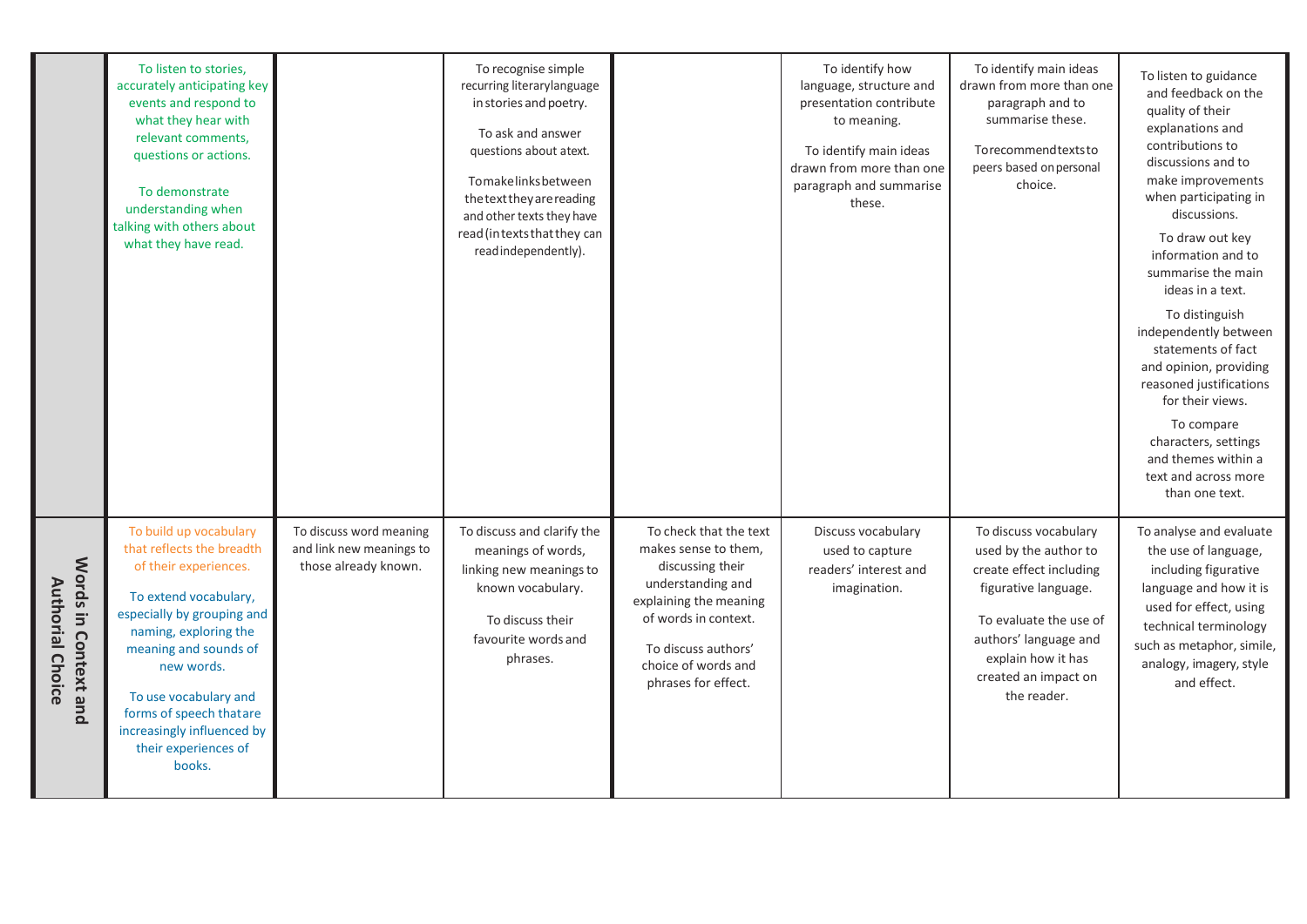| | | | | | | | |
|---|---|---|---|---|---|---|---|
| | To listen to stories, accurately anticipating key events and respond to what they hear with relevant comments, questions or actions.<br><br>To demonstrate understanding when talking with others about what they have read. | | To recognise simple recurring literarylanguage in stories and poetry.<br><br>To ask and answer questions about atext.<br><br>Tomakelinksbetween thetexttheyarereading and other texts they have read(intextsthatthey can readindependently). | | To identify how language, structure and presentation contribute to meaning.<br><br>To identify main ideas drawn from more than one paragraph and summarise these. | To identify main ideas drawn from more than one paragraph and to summarise these.<br><br>Torecommendtextsto peers based onpersonal choice. | To listen to guidance and feedback on the quality of their explanations and contributions to discussions and to make improvements when participating in discussions.<br><br>To draw out key information and to summarise the main ideas in a text.<br><br>To distinguish independently between statements of fact and opinion, providing reasoned justifications for their views.<br><br>To compare characters, settings and themes within a text and across more than one text. |
| **Words in Context and Authorial Choice** | To build up vocabulary that reflects the breadth of their experiences.<br><br>To extend vocabulary, especially by grouping and naming, exploring the meaning and sounds of new words.<br><br>To use vocabulary and forms of speech thatare increasingly influenced by their experiences of books. | To discuss word meaning and link new meanings to those already known. | To discuss and clarify the meanings of words, linking new meanings to known vocabulary.<br><br>To discuss their favourite words and phrases. | To check that the text makes sense to them, discussing their understanding and explaining the meaning of words in context.<br><br>To discuss authors' choice of words and phrases for effect. | Discuss vocabulary used to capture readers' interest and imagination. | To discuss vocabulary used by the author to create effect including figurative language.<br><br>To evaluate the use of authors' language and explain how it has created an impact on the reader. | To analyse and evaluate the use of language, including figurative language and how it is used for effect, using technical terminology such as metaphor, simile, analogy, imagery, style and effect. |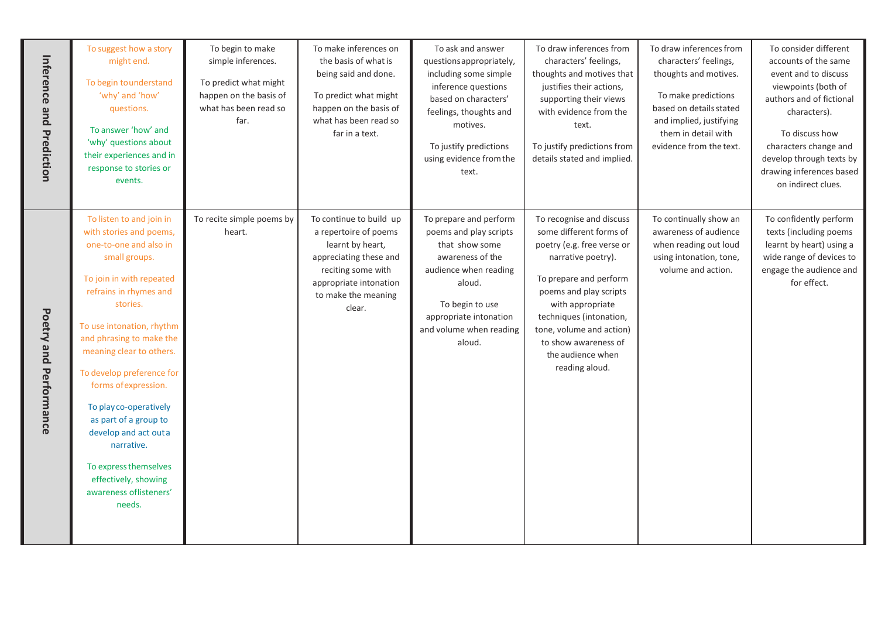| | | | | | | | |
|---|---|---|---|---|---|---|---|
| **Inference and Prediction** | To suggest how a story might end.<br><br>To begin to understand 'why' and 'how' questions.<br><br>To answer 'how' and 'why' questions about their experiences and in response to stories or events. | To begin to make simple inferences.<br><br>To predict what might happen on the basis of what has been read so far. | To make inferences on the basis of what is being said and done.<br><br>To predict what might happen on the basis of what has been read so far in a text. | To ask and answer questions appropriately, including some simple inference questions based on characters' feelings, thoughts and motives.<br><br>To justify predictions using evidence from the text. | To draw inferences from characters' feelings, thoughts and motives that justifies their actions, supporting their views with evidence from the text.<br><br>To justify predictions from details stated and implied. | To draw inferences from characters' feelings, thoughts and motives.<br><br>To make predictions based on details stated and implied, justifying them in detail with evidence from the text. | To consider different accounts of the same event and to discuss viewpoints (both of authors and of fictional characters).<br><br>To discuss how characters change and develop through texts by drawing inferences based on indirect clues. |
| **Poetry and Performance** | To listen to and join in with stories and poems, one-to-one and also in small groups.<br><br>To join in with repeated refrains in rhymes and stories.<br><br>To use intonation, rhythm and phrasing to make the meaning clear to others.<br><br>To develop preference for forms of expression.<br><br>To play co-operatively as part of a group to develop and act out a narrative.<br><br>To express themselves effectively, showing awareness of listeners' needs. | To recite simple poems by heart. | To continue to build up a repertoire of poems learnt by heart, appreciating these and reciting some with appropriate intonation to make the meaning clear. | To prepare and perform poems and play scripts that show some awareness of the audience when reading aloud.<br><br>To begin to use appropriate intonation and volume when reading aloud. | To recognise and discuss some different forms of poetry (e.g. free verse or narrative poetry).<br><br>To prepare and perform poems and play scripts with appropriate techniques (intonation, tone, volume and action) to show awareness of the audience when reading aloud. | To continually show an awareness of audience when reading out loud using intonation, tone, volume and action. | To confidently perform texts (including poems learnt by heart) using a wide range of devices to engage the audience and for effect. |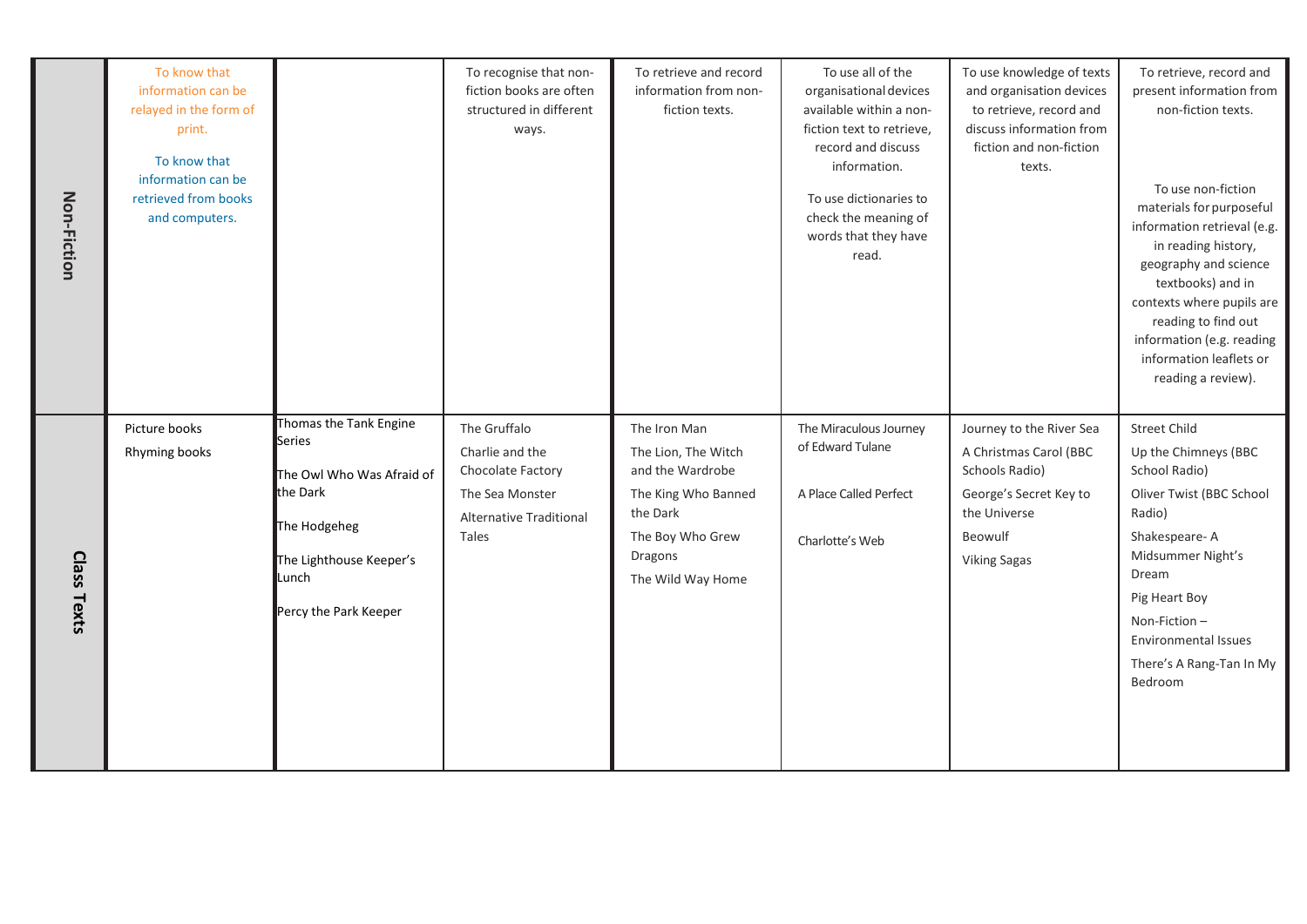| | | | | | | | |
|---|---|---|---|---|---|---|---|
| **Non-Fiction** | To know that information can be relayed in the form of print.<br><br>To know that information can be retrieved from books and computers. | | To recognise that non-fiction books are often structured in different ways. | To retrieve and record information from non-fiction texts. | To use all of the organisational devices available within a non-fiction text to retrieve, record and discuss information.<br><br>To use dictionaries to check the meaning of words that they have read. | To use knowledge of texts and organisation devices to retrieve, record and discuss information from fiction and non-fiction texts. | To retrieve, record and present information from non-fiction texts.<br><br>To use non-fiction materials for purposeful information retrieval (e.g. in reading history, geography and science textbooks) and in contexts where pupils are reading to find out information (e.g. reading information leaflets or reading a review). |
| **Class Texts** | Picture books<br><br>Rhyming books | Thomas the Tank Engine Series<br><br>The Owl Who Was Afraid of the Dark<br><br>The Hodgeheg<br><br>The Lighthouse Keeper's Lunch<br><br>Percy the Park Keeper | The Gruffalo<br><br>Charlie and the Chocolate Factory<br><br>The Sea Monster<br><br>Alternative Traditional Tales | The Iron Man<br><br>The Lion, The Witch and the Wardrobe<br><br>The King Who Banned the Dark<br><br>The Boy Who Grew Dragons<br><br>The Wild Way Home | The Miraculous Journey of Edward Tulane<br><br>A Place Called Perfect<br><br>Charlotte's Web | Journey to the River Sea<br><br>A Christmas Carol (BBC Schools Radio)<br><br>George's Secret Key to the Universe<br><br>Beowulf<br><br>Viking Sagas | Street Child<br><br>Up the Chimneys (BBC School Radio)<br><br>Oliver Twist (BBC School Radio)<br><br>Shakespeare- A Midsummer Night's Dream<br><br>Pig Heart Boy<br><br>Non-Fiction – Environmental Issues<br><br>There's A Rang-Tan In My Bedroom |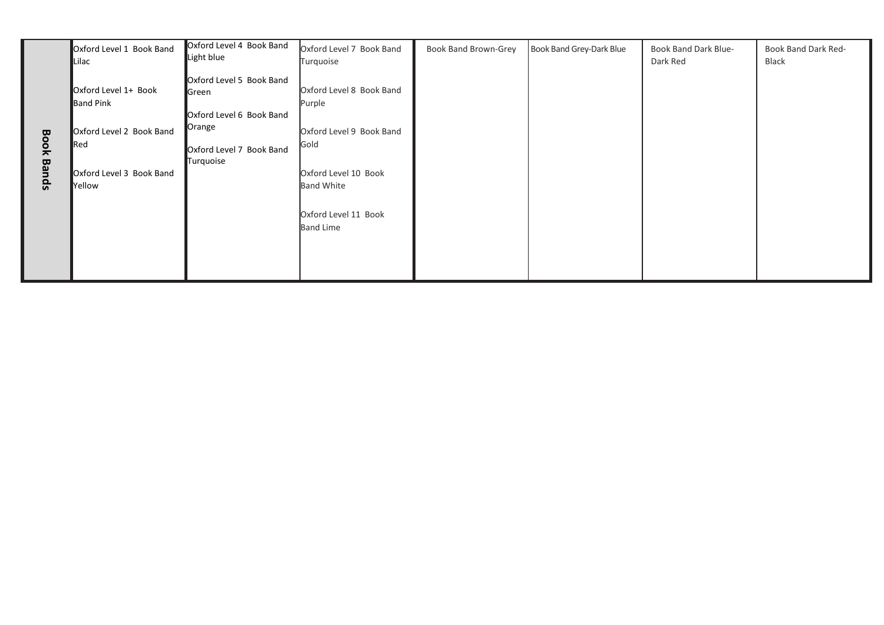| | | | | | | | |
|---|---|---|---|---|---|---|---|
| **Book Bands** | Oxford Level 1 Book Band Lilac<br><br>Oxford Level 1+ Book Band Pink<br><br>Oxford Level 2 Book Band Red<br><br>Oxford Level 3 Book Band Yellow | Oxford Level 4 Book Band Light blue<br><br>Oxford Level 5 Book Band Green<br><br>Oxford Level 6 Book Band Orange<br><br>Oxford Level 7 Book Band Turquoise | Oxford Level 7 Book Band Turquoise<br><br>Oxford Level 8 Book Band Purple<br><br>Oxford Level 9 Book Band Gold<br><br>Oxford Level 10 Book Band White<br><br>Oxford Level 11 Book Band Lime | Book Band Brown-Grey | Book Band Grey-Dark Blue | Book Band Dark Blue-Dark Red | Book Band Dark Red-Black |